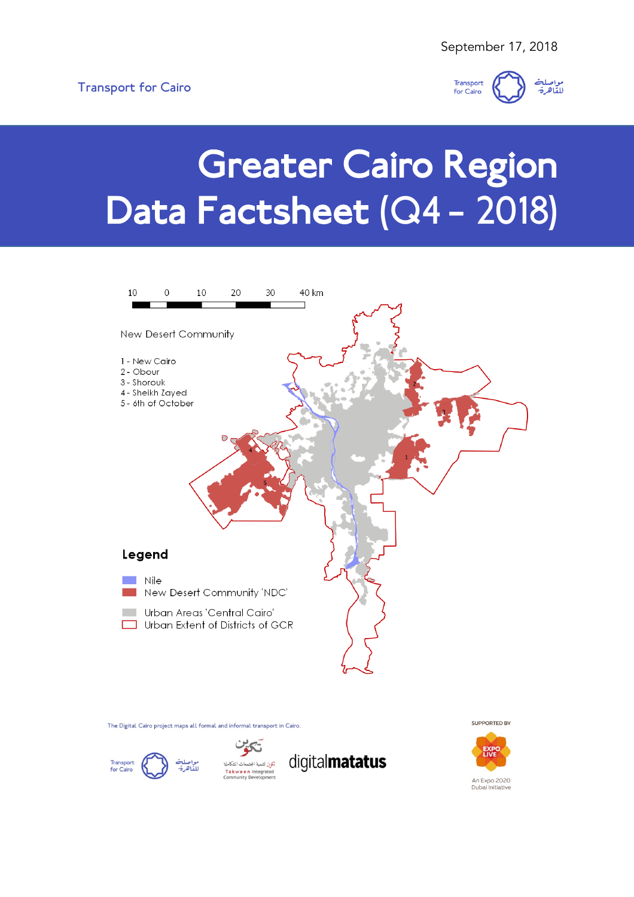September 17, 2018

Transport for Cairo

# Greater Cairo Region Data Factsheet (Q4 – 2018)

10 0 10 20 30 40 km

New Desert Community

1 - New Cairo
2 - Obour
3 - Shorouk
4 - Sheikh Zayed
5 - 6th of October

**Legend**

- Nile
- New Desert Community 'NDC'
- Urban Areas 'Central Cairo'
- Urban Extent of Districts of GCR

The Digital Cairo project maps all formal and informal transport in Cairo.

Transport for Cairo مواصلة للقاهرة

تكوين Takween Integrated Community Development

digitalmatatus

SUPPORTED BY

EXPO LIVE

An Expo 2020 Dubai Initiative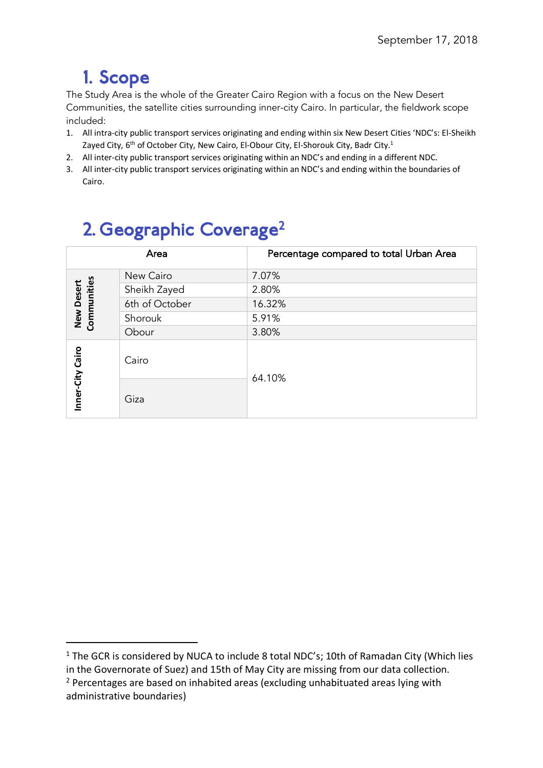September 17, 2018

# 1. Scope

The Study Area is the whole of the Greater Cairo Region with a focus on the New Desert Communities, the satellite cities surrounding inner-city Cairo. In particular, the fieldwork scope included:

1. All intra-city public transport services originating and ending within six New Desert Cities 'NDC's: El-Sheikh Zayed City, 6th of October City, New Cairo, El-Obour City, El-Shorouk City, Badr City.[1]
2. All inter-city public transport services originating within an NDC's and ending in a different NDC.
3. All inter-city public transport services originating within an NDC's and ending within the boundaries of Cairo.

# 2. Geographic Coverage[2]

| Area | | Percentage compared to total Urban Area |
|---|---|---|
| New Desert Communities | New Cairo | 7.07% |
| | Sheikh Zayed | 2.80% |
| | 6th of October | 16.32% |
| | Shorouk | 5.91% |
| | Obour | 3.80% |
| Inner-City Cairo | Cairo | 64.10% |
| | Giza | |

[1] The GCR is considered by NUCA to include 8 total NDC's; 10th of Ramadan City (Which lies in the Governorate of Suez) and 15th of May City are missing from our data collection.

[2] Percentages are based on inhabited areas (excluding unhabituated areas lying with administrative boundaries)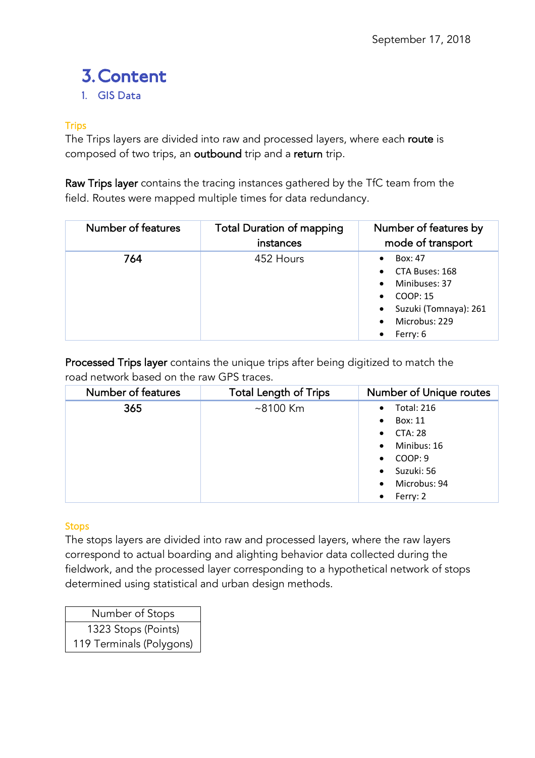# 3. Content

## 1. GIS Data

### Trips

The Trips layers are divided into raw and processed layers, where each **route** is composed of two trips, an **outbound** trip and a **return** trip.

**Raw Trips layer** contains the tracing instances gathered by the TfC team from the field. Routes were mapped multiple times for data redundancy.

| Number of features | Total Duration of mapping instances | Number of features by mode of transport |
|---|---|---|
| 764 | 452 Hours | • Box: 47<br>• CTA Buses: 168<br>• Minibuses: 37<br>• COOP: 15<br>• Suzuki (Tomnaya): 261<br>• Microbus: 229<br>• Ferry: 6 |

**Processed Trips layer** contains the unique trips after being digitized to match the road network based on the raw GPS traces.

| Number of features | Total Length of Trips | Number of Unique routes |
|---|---|---|
| 365 | ~8100 Km | • Total: 216<br>• Box: 11<br>• CTA: 28<br>• Minibus: 16<br>• COOP: 9<br>• Suzuki: 56<br>• Microbus: 94<br>• Ferry: 2 |

### Stops

The stops layers are divided into raw and processed layers, where the raw layers correspond to actual boarding and alighting behavior data collected during the fieldwork, and the processed layer corresponding to a hypothetical network of stops determined using statistical and urban design methods.

| Number of Stops |
|---|
| 1323 Stops (Points) |
| 119 Terminals (Polygons) |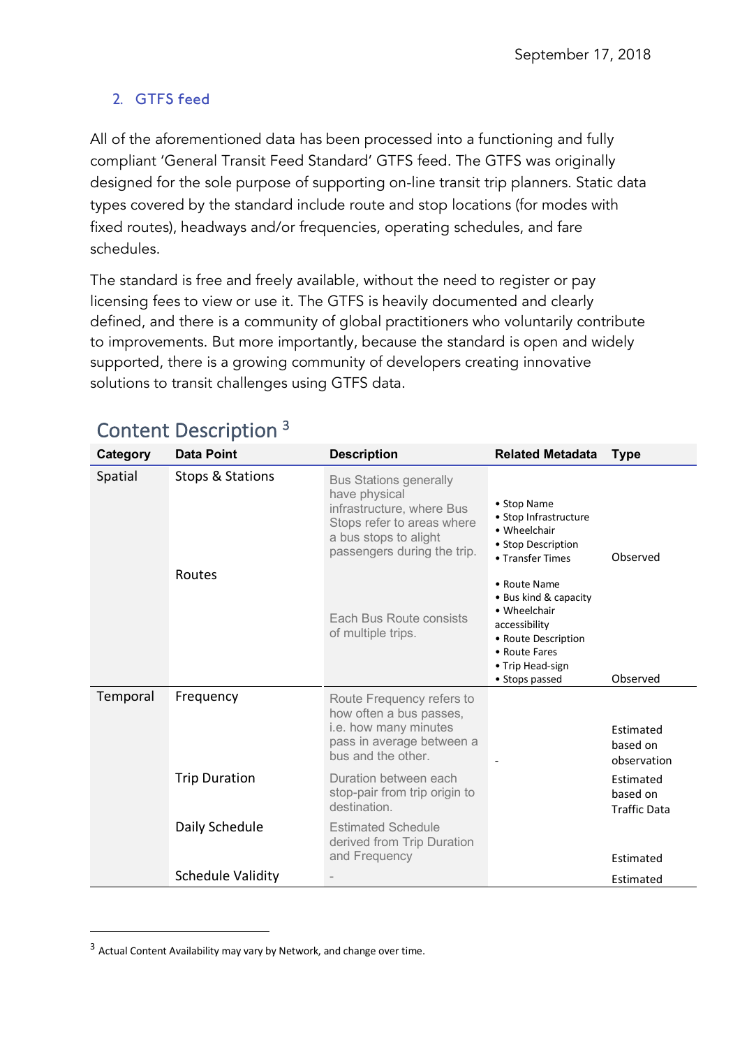## 2. GTFS feed

All of the aforementioned data has been processed into a functioning and fully compliant 'General Transit Feed Standard' GTFS feed. The GTFS was originally designed for the sole purpose of supporting on-line transit trip planners. Static data types covered by the standard include route and stop locations (for modes with fixed routes), headways and/or frequencies, operating schedules, and fare schedules.

The standard is free and freely available, without the need to register or pay licensing fees to view or use it. The GTFS is heavily documented and clearly defined, and there is a community of global practitioners who voluntarily contribute to improvements. But more importantly, because the standard is open and widely supported, there is a growing community of developers creating innovative solutions to transit challenges using GTFS data.

### Content Description [3]

| Category | Data Point | Description | Related Metadata | Type |
|---|---|---|---|---|
| Spatial | Stops & Stations | Bus Stations generally have physical infrastructure, where Bus Stops refer to areas where a bus stops to alight passengers during the trip. | • Stop Name<br>• Stop Infrastructure<br>• Wheelchair<br>• Stop Description<br>• Transfer Times | Observed |
| | Routes | Each Bus Route consists of multiple trips. | • Route Name<br>• Bus kind & capacity<br>• Wheelchair accessibility<br>• Route Description<br>• Route Fares<br>• Trip Head-sign<br>• Stops passed | Observed |
| Temporal | Frequency | Route Frequency refers to how often a bus passes, i.e. how many minutes pass in average between a bus and the other. | - | Estimated based on observation |
| | Trip Duration | Duration between each stop-pair from trip origin to destination. | | Estimated based on Traffic Data |
| | Daily Schedule | Estimated Schedule derived from Trip Duration and Frequency | | Estimated |
| | Schedule Validity | - | | Estimated |

[3] Actual Content Availability may vary by Network, and change over time.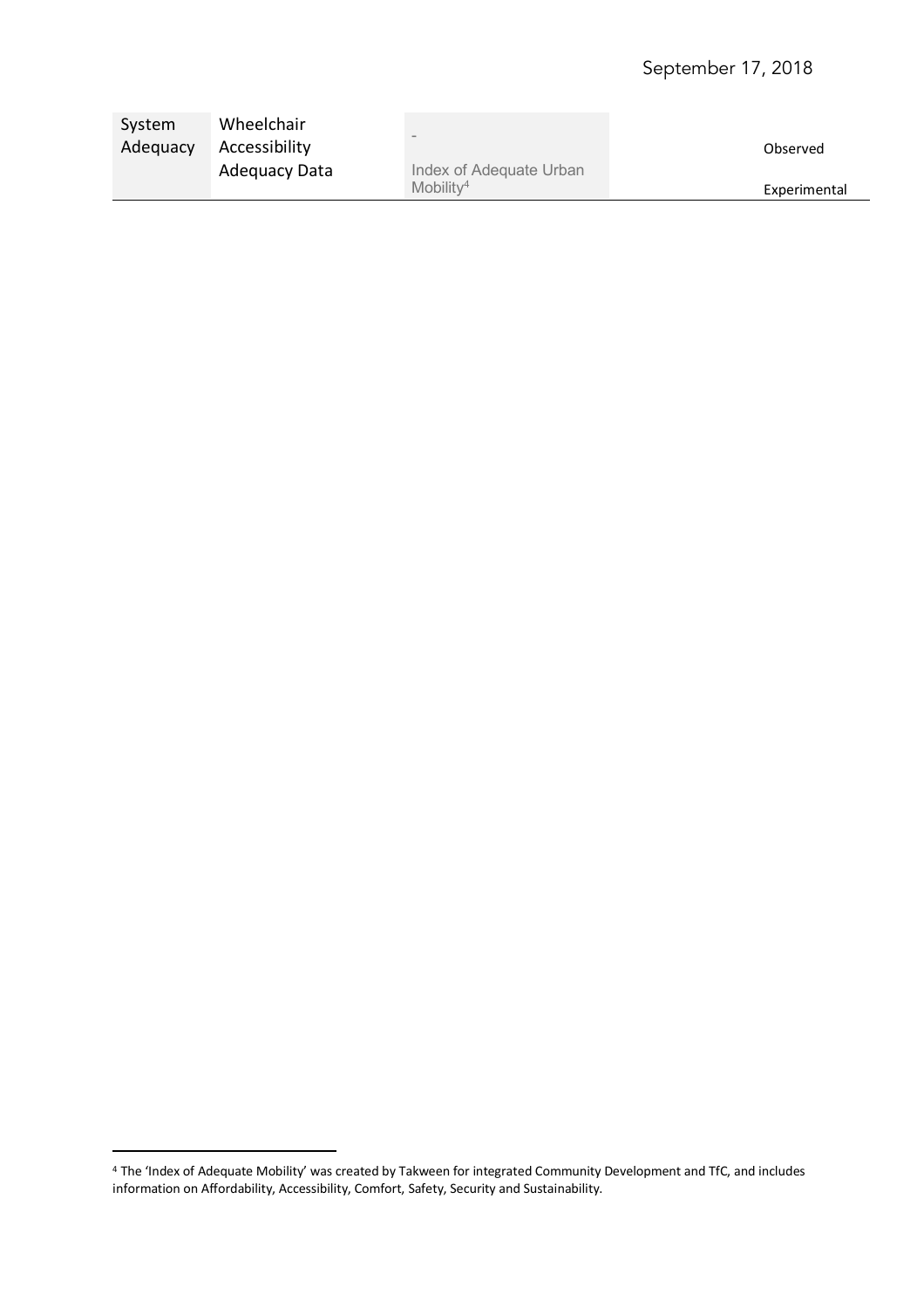| | | | |
|---|---|---|---|
| System Adequacy | Wheelchair Accessibility Adequacy Data | - | Observed |
| | | Index of Adequate Urban Mobility[4] | Experimental |

[4] The 'Index of Adequate Mobility' was created by Takween for integrated Community Development and TfC, and includes information on Affordability, Accessibility, Comfort, Safety, Security and Sustainability.